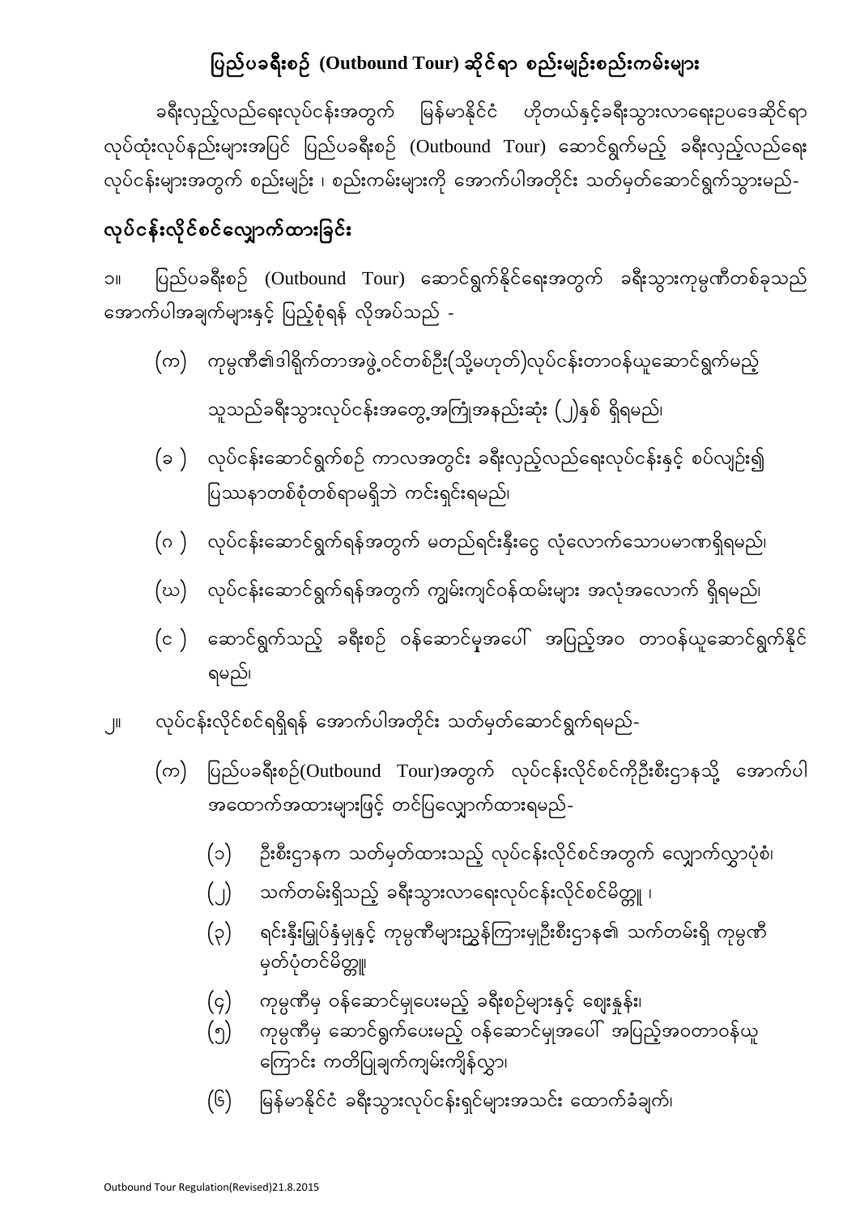# ပြည်ပခရီးစဉ် (Outbound Tour) ဆိုင်ရာ စည်းမျဉ်းစည်းကမ်းများ

ခရီးလှည့်လည်ရေးလုပ်ငန်းအတွက် မြန်မာနိုင်ငံ ဟိုတယ်နှင့်ခရီးသွားလာရေးဥပဒေဆိုင်ရာ လုပ်ထုံးလုပ်နည်းများအပြင် ပြည်ပခရီးစဉ် (Outbound Tour) ဆောင်ရွက်မည့် ခရီးလှည့်လည်ရေး လုပ်ငန်းများအတွက် စည်းမျဉ်း ၊ စည်းကမ်းများကို အောက်ပါအတိုင်း သတ်မှတ်ဆောင်ရွက်သွားမည်-

## လုပ်ငန်းလိုင်စင်လျှောက်ထားခြင်း

၁။ ပြည်ပခရီးစဉ် (Outbound Tour) ဆောင်ရွက်နိုင်ရေးအတွက် ခရီးသွားကုမ္ပဏီတစ်ခုသည် အောက်ပါအချက်များနှင့် ပြည့်စုံရန် လိုအပ်သည် -

(က) ကုမ္ပဏီ၏ဒါရိုက်တာအဖွဲ့ဝင်တစ်ဦး(သို့မဟုတ်)လုပ်ငန်းတာဝန်ယူဆောင်ရွက်မည့် သူသည်ခရီးသွားလုပ်ငန်းအတွေ့အကြုံအနည်းဆုံး (၂)နှစ် ရှိရမည်၊

(ခ) လုပ်ငန်းဆောင်ရွက်စဉ် ကာလအတွင်း ခရီးလှည့်လည်ရေးလုပ်ငန်းနှင့် စပ်လျဉ်း၍ ပြဿနာတစ်စုံတစ်ရာမရှိဘဲ ကင်းရှင်းရမည်၊

(ဂ) လုပ်ငန်းဆောင်ရွက်ရန်အတွက် မတည်ရင်းနှီးငွေ လုံလောက်သောပမာဏရှိရမည်၊

(ဃ) လုပ်ငန်းဆောင်ရွက်ရန်အတွက် ကျွမ်းကျင်ဝန်ထမ်းများ အလုံအလောက် ရှိရမည်၊

(င) ဆောင်ရွက်သည့် ခရီးစဉ် ဝန်ဆောင်မှုအပေါ် အပြည့်အဝ တာဝန်ယူဆောင်ရွက်နိုင် ရမည်၊

၂။ လုပ်ငန်းလိုင်စင်ရရှိရန် အောက်ပါအတိုင်း သတ်မှတ်ဆောင်ရွက်ရမည်-

(က) ပြည်ပခရီးစဉ်(Outbound Tour)အတွက် လုပ်ငန်းလိုင်စင်ကိုဦးစီးဌာနသို့ အောက်ပါ အထောက်အထားများဖြင့် တင်ပြလျှောက်ထားရမည်-

(၁) ဦးစီးဌာနက သတ်မှတ်ထားသည့် လုပ်ငန်းလိုင်စင်အတွက် လျှောက်လွှာပုံစံ၊

(၂) သက်တမ်းရှိသည့် ခရီးသွားလာရေးလုပ်ငန်းလိုင်စင်မိတ္တူ ၊

(၃) ရင်းနှီးမြှုပ်နှံမှုနှင့် ကုမ္ပဏီများညွှန်ကြားမှုဦးစီးဌာန၏ သက်တမ်းရှိ ကုမ္ပဏီ မှတ်ပုံတင်မိတ္တူ၊

(၄) ကုမ္ပဏီမှ ဝန်ဆောင်မှုပေးမည့် ခရီးစဉ်များနှင့် ဈေးနှုန်း၊

(၅) ကုမ္ပဏီမှ ဆောင်ရွက်ပေးမည့် ဝန်ဆောင်မှုအပေါ် အပြည့်အဝတာဝန်ယူ ကြောင်း ကတိပြုချက်ကျမ်းကျိန်လွှာ၊

(၆) မြန်မာနိုင်ငံ ခရီးသွားလုပ်ငန်းရှင်များအသင်း ထောက်ခံချက်၊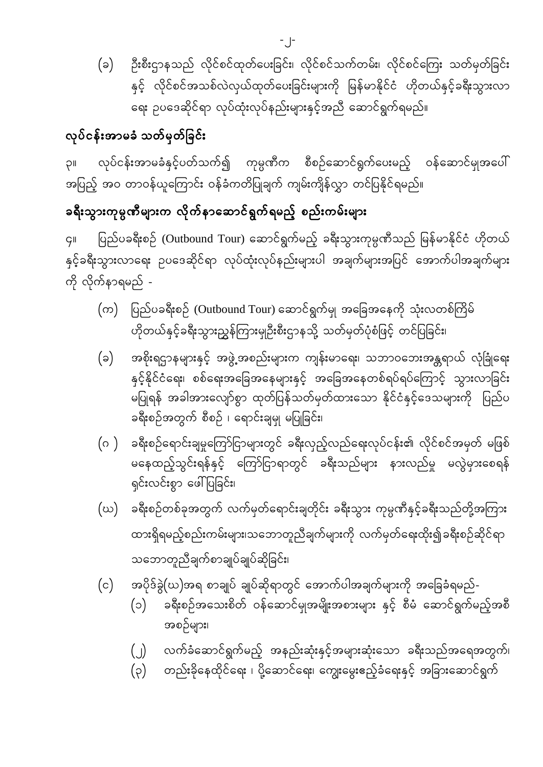(ခ) ဦးစီးဌာနသည် လိုင်စင်ထုတ်ပေးခြင်း၊ လိုင်စင်သက်တမ်း၊ လိုင်စင်ကြေး သတ်မှတ်ခြင်း နှင့် လိုင်စင်အသစ်လဲလှယ်ထုတ်ပေးခြင်းများကို မြန်မာနိုင်ငံ ဟိုတယ်နှင့်ခရီးသွားလာရေး ဥပဒေဆိုင်ရာ လုပ်ထုံးလုပ်နည်းများနှင့်အညီ ဆောင်ရွက်ရမည်။

## လုပ်ငန်းအာမခံ သတ်မှတ်ခြင်း

၃။ လုပ်ငန်းအာမခံနှင့်ပတ်သက်၍ ကုမ္ပဏီက စီစဉ်ဆောင်ရွက်ပေးမည့် ဝန်ဆောင်မှုအပေါ် အပြည့် အဝ တာဝန်ယူကြောင်း ဝန်ခံကတိပြုချက် ကျမ်းကျိန်လွှာ တင်ပြနိုင်ရမည်။

## ခရီးသွားကုမ္ပဏီများက လိုက်နာဆောင်ရွက်ရမည့် စည်းကမ်းများ

၄။ ပြည်ပခရီးစဉ် (Outbound Tour) ဆောင်ရွက်မည့် ခရီးသွားကုမ္ပဏီသည် မြန်မာနိုင်ငံ ဟိုတယ်နှင့်ခရီးသွားလာရေး ဥပဒေဆိုင်ရာ လုပ်ထုံးလုပ်နည်းများပါ အချက်များအပြင် အောက်ပါအချက်များကို လိုက်နာရမည် -

(က) ပြည်ပခရီးစဉ် (Outbound Tour) ဆောင်ရွက်မှု အခြေအနေကို သုံးလတစ်ကြိမ် ဟိုတယ်နှင့်ခရီးသွားညွှန်ကြားမှုဦးစီးဌာနသို့ သတ်မှတ်ပုံစံဖြင့် တင်ပြခြင်း၊

(ခ) အစိုးရဌာနများနှင့် အဖွဲ့အစည်းများက ကျန်းမာရေး၊ သဘာဝဘေးအန္တရာယ် လုံခြုံရေးနှင့်နိုင်ငံရေး၊ စစ်ရေးအခြေအနေများနှင့် အခြေအနေတစ်ရပ်ရပ်ကြောင့် သွားလာခြင်း မပြုရန် အခါအားလျော်စွာ ထုတ်ပြန်သတ်မှတ်ထားသော နိုင်ငံနှင့်ဒေသများကို ပြည်ပခရီးစဉ်အတွက် စီစဉ် ၊ ရောင်းချမှု မပြုခြင်း၊

(ဂ) ခရီးစဉ်ရောင်းချမှုကြော်ငြာများတွင် ခရီးလှည့်လည်ရေးလုပ်ငန်း၏ လိုင်စင်အမှတ် မဖြစ်မနေထည့်သွင်းရန်နှင့် ကြော်ငြာရာတွင် ခရီးသည်များ နားလည်မှု မလွဲမှားစေရန် ရှင်းလင်းစွာ ဖော်ပြခြင်း၊

(ဃ) ခရီးစဉ်တစ်ခုအတွက် လက်မှတ်ရောင်းချတိုင်း ခရီးသွား ကုမ္ပဏီနှင့်ခရီးသည်တို့အကြား ထားရှိရမည့်စည်းကမ်းများ၊သဘောတူညီချက်များကို လက်မှတ်ရေးထိုး၍ခရီးစဉ်ဆိုင်ရာ သဘောတူညီချက်စာချုပ်ချုပ်ဆိုခြင်း၊

(င) အပိုဒ်ခွဲ(ဃ)အရ စာချုပ် ချုပ်ဆိုရာတွင် အောက်ပါအချက်များကို အခြေခံရမည်-

(၁) ခရီးစဉ်အသေးစိတ် ဝန်ဆောင်မှုအမျိုးအစားများ နှင့် စီမံ ဆောင်ရွက်မည့်အစီအစဉ်များ၊

(၂) လက်ခံဆောင်ရွက်မည့် အနည်းဆုံးနှင့်အများဆုံးသော ခရီးသည်အရေအတွက်၊

(၃) တည်းခိုနေထိုင်ရေး ၊ ပို့ဆောင်ရေး၊ ကျွေးမွေးဧည့်ခံရေးနှင့် အခြားဆောင်ရွက်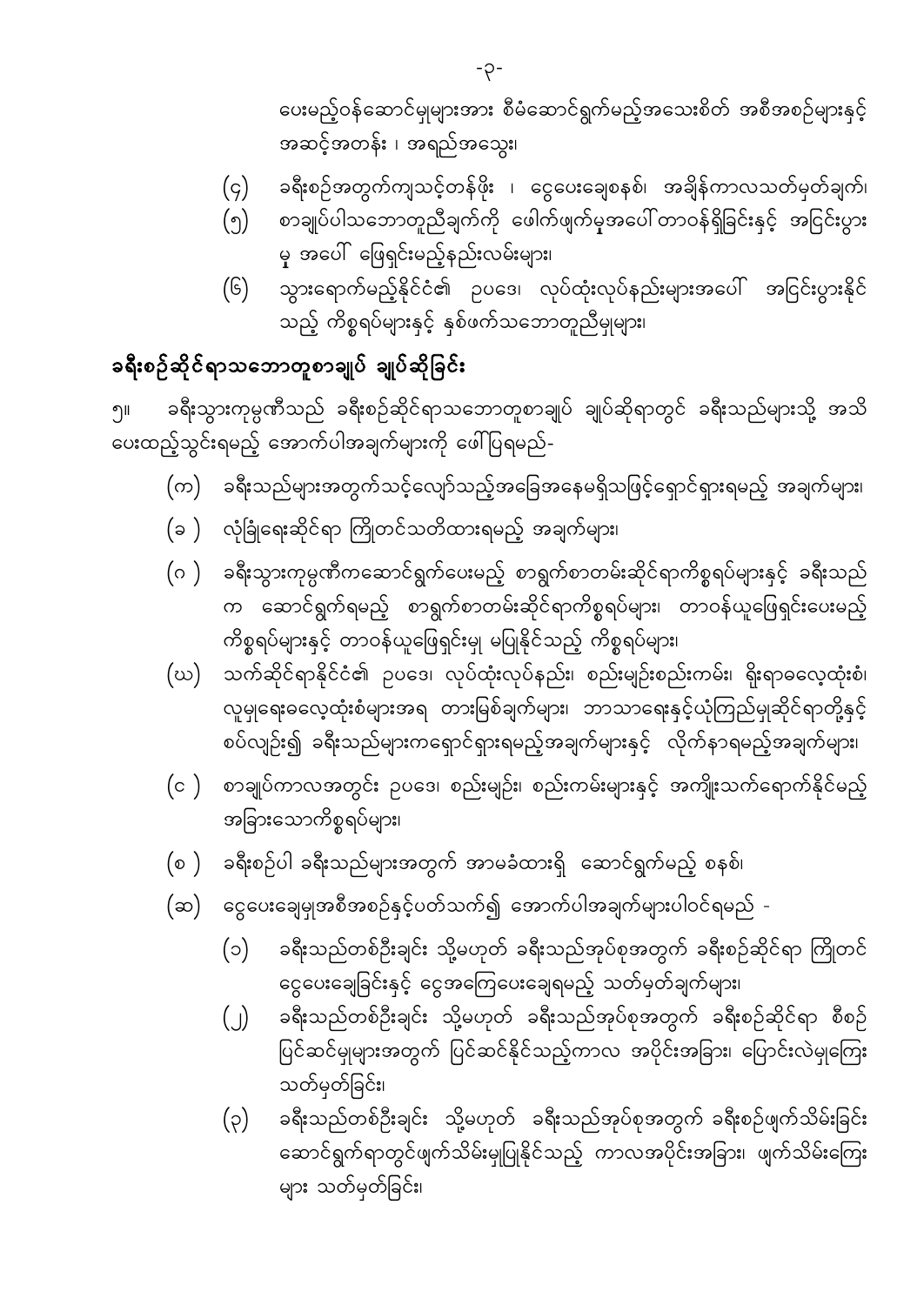ပေးမည့်ဝန်ဆောင်မှုများအား စီမံဆောင်ရွက်မည့်အသေးစိတ် အစီအစဉ်များနှင့် အဆင့်အတန်း ၊ အရည်အသွေး၊

(၄) ခရီးစဉ်အတွက်ကျသင့်တန်ဖိုး ၊ ငွေပေးချေစနစ်၊ အချိန်ကာလသတ်မှတ်ချက်၊

(၅) စာချုပ်ပါသဘောတူညီချက်ကို ဖောက်ဖျက်မှုအပေါ် တာဝန်ရှိခြင်းနှင့် အငြင်းပွားမှု အပေါ် ဖြေရှင်းမည့်နည်းလမ်းများ၊

(၆) သွားရောက်မည့်နိုင်ငံ၏ ဥပဒေ၊ လုပ်ထုံးလုပ်နည်းများအပေါ် အငြင်းပွားနိုင်သည့် ကိစ္စရပ်များနှင့် နှစ်ဖက်သဘောတူညီမှုများ၊

## ခရီးစဉ်ဆိုင်ရာသဘောတူစာချုပ် ချုပ်ဆိုခြင်း

၅။ ခရီးသွားကုမ္ပဏီသည် ခရီးစဉ်ဆိုင်ရာသဘောတူစာချုပ် ချုပ်ဆိုရာတွင် ခရီးသည်များသို့ အသိပေးထည့်သွင်းရမည့် အောက်ပါအချက်များကို ဖော်ပြရမည်-

(က) ခရီးသည်များအတွက်သင့်လျော်သည့်အခြေအနေမရှိသဖြင့်ရှောင်ရှားရမည့် အချက်များ၊

(ခ ) လုံခြုံရေးဆိုင်ရာ ကြိုတင်သတိထားရမည့် အချက်များ၊

(ဂ ) ခရီးသွားကုမ္ပဏီကဆောင်ရွက်ပေးမည့် စာရွက်စာတမ်းဆိုင်ရာကိစ္စရပ်များနှင့် ခရီးသည်က ဆောင်ရွက်ရမည့် စာရွက်စာတမ်းဆိုင်ရာကိစ္စရပ်များ၊ တာဝန်ယူဖြေရှင်းပေးမည့် ကိစ္စရပ်များနှင့် တာဝန်ယူဖြေရှင်းမှု မပြုနိုင်သည့် ကိစ္စရပ်များ၊

(ဃ) သက်ဆိုင်ရာနိုင်ငံ၏ ဥပဒေ၊ လုပ်ထုံးလုပ်နည်း၊ စည်းမျဉ်းစည်းကမ်း၊ ရိုးရာဓလေ့ထုံးစံ၊ လူမှုရေးဓလေ့ထုံးစံများအရ တားမြစ်ချက်များ၊ ဘာသာရေးနှင့်ယုံကြည်မှုဆိုင်ရာတို့နှင့် စပ်လျဉ်း၍ ခရီးသည်များကရှောင်ရှားရမည့်အချက်များနှင့် လိုက်နာရမည့်အချက်များ၊

(င ) စာချုပ်ကာလအတွင်း ဥပဒေ၊ စည်းမျဉ်း၊ စည်းကမ်းများနှင့် အကျိုးသက်ရောက်နိုင်မည့် အခြားသောကိစ္စရပ်များ၊

(စ ) ခရီးစဉ်ပါ ခရီးသည်များအတွက် အာမခံထားရှိ ဆောင်ရွက်မည့် စနစ်၊

(ဆ) ငွေပေးချေမှုအစီအစဉ်နှင့်ပတ်သက်၍ အောက်ပါအချက်များပါဝင်ရမည် -

(၁) ခရီးသည်တစ်ဦးချင်း သို့မဟုတ် ခရီးသည်အုပ်စုအတွက် ခရီးစဉ်ဆိုင်ရာ ကြိုတင်ငွေပေးချေခြင်းနှင့် ငွေအကြေပေးချေရမည့် သတ်မှတ်ချက်များ၊

(၂) ခရီးသည်တစ်ဦးချင်း သို့မဟုတ် ခရီးသည်အုပ်စုအတွက် ခရီးစဉ်ဆိုင်ရာ စီစဉ်ပြင်ဆင်မှုများအတွက် ပြင်ဆင်နိုင်သည့်ကာလ အပိုင်းအခြား၊ ပြောင်းလဲမှုကြေး သတ်မှတ်ခြင်း၊

(၃) ခရီးသည်တစ်ဦးချင်း သို့မဟုတ် ခရီးသည်အုပ်စုအတွက် ခရီးစဉ်ဖျက်သိမ်းခြင်း ဆောင်ရွက်ရာတွင်ဖျက်သိမ်းမှုပြုနိုင်သည့် ကာလအပိုင်းအခြား၊ ဖျက်သိမ်းကြေးများ သတ်မှတ်ခြင်း၊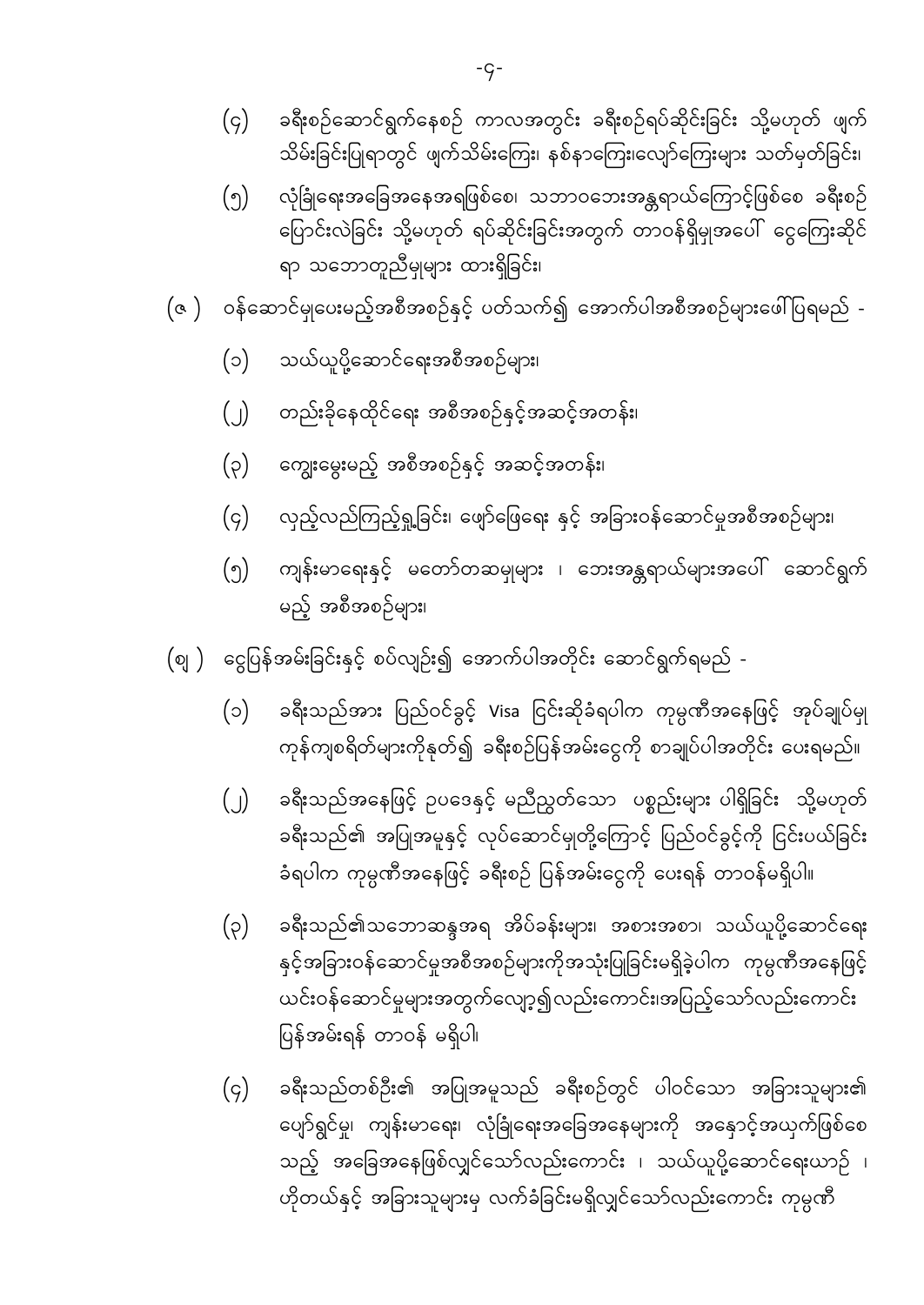(၄) ခရီးစဉ်ဆောင်ရွက်နေစဉ် ကာလအတွင်း ခရီးစဉ်ရပ်ဆိုင်းခြင်း သို့မဟုတ် ဖျက်သိမ်းခြင်းပြုရာတွင် ဖျက်သိမ်းကြေး၊ နစ်နာကြေးလျော်ကြေးများ သတ်မှတ်ခြင်း၊

(၅) လုံခြုံရေးအခြေအနေအရဖြစ်စေ၊ သဘာဝဘေးအန္တရာယ်ကြောင့်ဖြစ်စေ ခရီးစဉ်ပြောင်းလဲခြင်း သို့မဟုတ် ရပ်ဆိုင်းခြင်းအတွက် တာဝန်ရှိမှုအပေါ် ငွေကြေးဆိုင်ရာ သဘောတူညီမှုများ ထားရှိခြင်း၊

(ဇ ) ဝန်ဆောင်မှုပေးမည့်အစီအစဉ်နှင့် ပတ်သက်၍ အောက်ပါအစီအစဉ်များဖေါ်ပြရမည် -

(၁) သယ်ယူပို့ဆောင်ရေးအစီအစဉ်များ၊

(၂) တည်းခိုနေထိုင်ရေး အစီအစဉ်နှင့်အဆင့်အတန်း၊

(၃) ကျွေးမွေးမည့် အစီအစဉ်နှင့် အဆင့်အတန်း၊

(၄) လှည့်လည်ကြည့်ရှုခြင်း၊ ဖျော်ဖြေရေး နှင့် အခြားဝန်ဆောင်မှုအစီအစဉ်များ၊

(၅) ကျန်းမာရေးနှင့် မတော်တဆမှုများ ၊ ဘေးအန္တရာယ်များအပေါ် ဆောင်ရွက်မည့် အစီအစဉ်များ၊

(ဈ ) ငွေပြန်အမ်းခြင်းနှင့် စပ်လျဉ်း၍ အောက်ပါအတိုင်း ဆောင်ရွက်ရမည် -

(၁) ခရီးသည်အား ပြည်ဝင်ခွင့် Visa ငြင်းဆိုခံရပါက ကုမ္ပဏီအနေဖြင့် အုပ်ချုပ်မှုကုန်ကျစရိတ်များကိုနုတ်၍ ခရီးစဉ်ပြန်အမ်းငွေကို စာချုပ်ပါအတိုင်း ပေးရမည်။

(၂) ခရီးသည်အနေဖြင့် ဥပဒေနှင့် မညီညွတ်သော ပစ္စည်းများ ပါရှိခြင်း သို့မဟုတ် ခရီးသည်၏ အပြုအမူနှင့် လုပ်ဆောင်မှုတို့ကြောင့် ပြည်ဝင်ခွင့်ကို ငြင်းပယ်ခြင်းခံရပါက ကုမ္ပဏီအနေဖြင့် ခရီးစဉ် ပြန်အမ်းငွေကို ပေးရန် တာဝန်မရှိပါ။

(၃) ခရီးသည်၏သဘောဆန္ဒအရ အိပ်ခန်းများ၊ အစားအစာ၊ သယ်ယူပို့ဆောင်ရေးနှင့်အခြားဝန်ဆောင်မှုအစီအစဉ်များကိုအသုံးပြုခြင်းမရှိခဲ့ပါက ကုမ္ပဏီအနေဖြင့် ယင်းဝန်ဆောင်မှုများအတွက်လျော့၍လည်းကောင်း၊အပြည့်သော်လည်းကောင်း ပြန်အမ်းရန် တာဝန် မရှိပါ။

(၄) ခရီးသည်တစ်ဦး၏ အပြုအမူသည် ခရီးစဉ်တွင် ပါဝင်သော အခြားသူများ၏ ပျော်ရွှင်မှု၊ ကျန်းမာရေး၊ လုံခြုံရေးအခြေအနေများကို အနှောင့်အယှက်ဖြစ်စေသည့် အခြေအနေဖြစ်လျှင်သော်လည်းကောင်း ၊ သယ်ယူပို့ဆောင်ရေးယာဉ် ၊ ဟိုတယ်နှင့် အခြားသူများမှ လက်ခံခြင်းမရှိလျှင်သော်လည်းကောင်း ကုမ္ပဏီ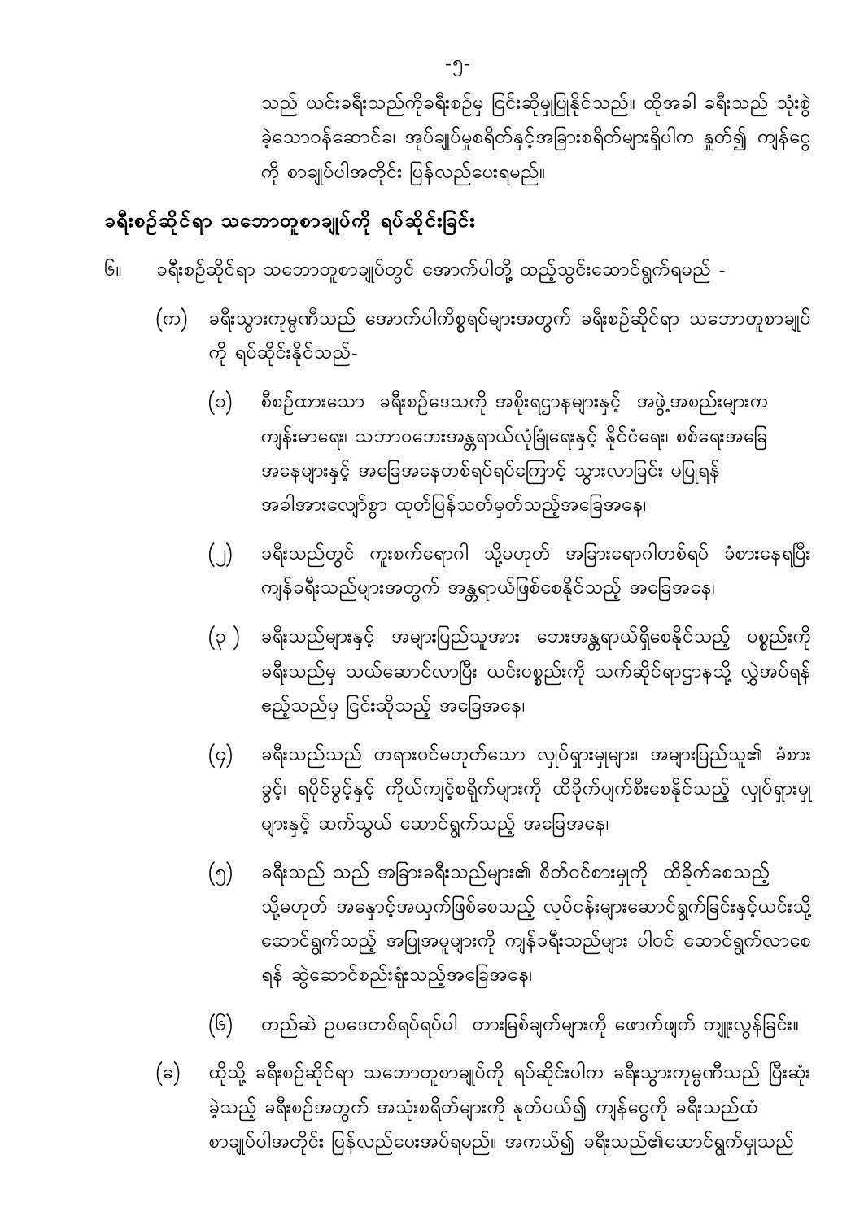သည် ယင်းခရီးသည်ကိုခရီးစဉ်မှ ငြင်းဆိုမှုပြုနိုင်သည်။ ထိုအခါ ခရီးသည် သုံးစွဲခဲ့သောဝန်ဆောင်ခ၊ အုပ်ချုပ်မှုစရိတ်နှင့်အခြားစရိတ်များရှိပါက နုတ်၍ ကျန်ငွေကို စာချုပ်ပါအတိုင်း ပြန်လည်ပေးရမည်။

## ခရီးစဉ်ဆိုင်ရာ သဘောတူစာချုပ်ကို ရပ်ဆိုင်းခြင်း

၆။ ခရီးစဉ်ဆိုင်ရာ သဘောတူစာချုပ်တွင် အောက်ပါတို့ ထည့်သွင်းဆောင်ရွက်ရမည် -

(က) ခရီးသွားကုမ္ပဏီသည် အောက်ပါကိစ္စရပ်များအတွက် ခရီးစဉ်ဆိုင်ရာ သဘောတူစာချုပ်ကို ရပ်ဆိုင်းနိုင်သည်-

(၁) စီစဉ်ထားသော ခရီးစဉ်ဒေသကို အစိုးရဌာနများနှင့် အဖွဲ့အစည်းများက ကျန်းမာရေး၊ သဘာဝဘေးအန္တရာယ်လုံခြုံရေးနှင့် နိုင်ငံရေး၊ စစ်ရေးအခြေအနေများနှင့် အခြေအနေတစ်ရပ်ရပ်ကြောင့် သွားလာခြင်း မပြုရန် အခါအားလျော်စွာ ထုတ်ပြန်သတ်မှတ်သည့်အခြေအနေ၊

(၂) ခရီးသည်တွင် ကူးစက်ရောဂါ သို့မဟုတ် အခြားရောဂါတစ်ရပ် ခံစားနေရပြီး ကျန်ခရီးသည်များအတွက် အန္တရာယ်ဖြစ်စေနိုင်သည့် အခြေအနေ၊

(၃) ခရီးသည်များနှင့် အများပြည်သူအား ဘေးအန္တရာယ်ရှိစေနိုင်သည့် ပစ္စည်းကို ခရီးသည်မှ သယ်ဆောင်လာပြီး ယင်းပစ္စည်းကို သက်ဆိုင်ရာဌာနသို့ လွှဲအပ်ရန် ဧည့်သည်မှ ငြင်းဆိုသည့် အခြေအနေ၊

(၄) ခရီးသည်သည် တရားဝင်မဟုတ်သော လှုပ်ရှားမှုများ၊ အများပြည်သူ၏ ခံစားခွင့်၊ ရပိုင်ခွင့်နှင့် ကိုယ်ကျင့်စရိုက်များကို ထိခိုက်ပျက်စီးစေနိုင်သည့် လှုပ်ရှားမှုများနှင့် ဆက်သွယ် ဆောင်ရွက်သည့် အခြေအနေ၊

(၅) ခရီးသည် သည် အခြားခရီးသည်များ၏ စိတ်ဝင်စားမှုကို ထိခိုက်စေသည့် သို့မဟုတ် အနှောင့်အယှက်ဖြစ်စေသည့် လုပ်ငန်းများဆောင်ရွက်ခြင်းနှင့်ယင်းသို့ ဆောင်ရွက်သည့် အပြုအမူများကို ကျန်ခရီးသည်များ ပါဝင် ဆောင်ရွက်လာစေရန် ဆွဲဆောင်စည်းရုံးသည့်အခြေအနေ၊

(၆) တည်ဆဲ ဥပဒေတစ်ရပ်ရပ်ပါ တားမြစ်ချက်များကို ဖောက်ဖျက် ကျူးလွန်ခြင်း။

(ခ) ထိုသို့ ခရီးစဉ်ဆိုင်ရာ သဘောတူစာချုပ်ကို ရပ်ဆိုင်းပါက ခရီးသွားကုမ္ပဏီသည် ပြီးဆုံးခဲ့သည့် ခရီးစဉ်အတွက် အသုံးစရိတ်များကို နုတ်ပယ်၍ ကျန်ငွေကို ခရီးသည်ထံ စာချုပ်ပါအတိုင်း ပြန်လည်ပေးအပ်ရမည်။ အကယ်၍ ခရီးသည်၏ဆောင်ရွက်မှုသည်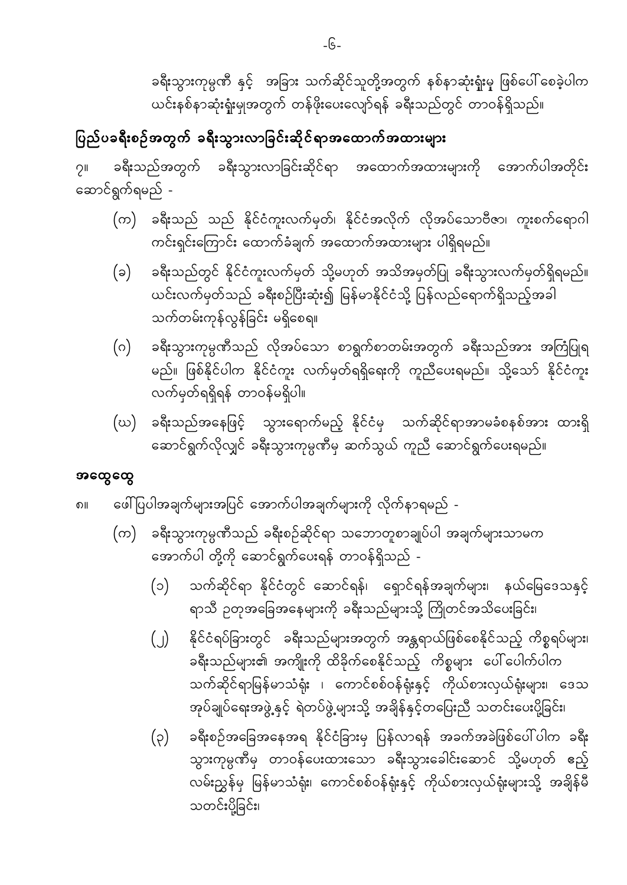ခရီးသွားကုမ္ပဏီ နှင့် အခြား သက်ဆိုင်သူတို့အတွက် နစ်နာဆုံးရှုံးမှု ဖြစ်ပေါ်စေခဲ့ပါက ယင်းနစ်နာဆုံးရှုံးမှုအတွက် တန်ဖိုးပေးလျော်ရန် ခရီးသည်တွင် တာဝန်ရှိသည်။

## ပြည်ပခရီးစဉ်အတွက် ခရီးသွားလာခြင်းဆိုင်ရာအထောက်အထားများ

၇။ ခရီးသည်အတွက် ခရီးသွားလာခြင်းဆိုင်ရာ အထောက်အထားများကို အောက်ပါအတိုင်း ဆောင်ရွက်ရမည် -

(က) ခရီးသည် သည် နိုင်ငံကူးလက်မှတ်၊ နိုင်ငံအလိုက် လိုအပ်သောဗီဇာ၊ ကူးစက်ရောဂါ ကင်းရှင်းကြောင်း ထောက်ခံချက် အထောက်အထားများ ပါရှိရမည်။

(ခ) ခရီးသည်တွင် နိုင်ငံကူးလက်မှတ် သို့မဟုတ် အသိအမှတ်ပြု ခရီးသွားလက်မှတ်ရှိရမည်။ ယင်းလက်မှတ်သည် ခရီးစဉ်ပြီးဆုံး၍ မြန်မာနိုင်ငံသို့ ပြန်လည်ရောက်ရှိသည့်အခါ သက်တမ်းကုန်လွန်ခြင်း မရှိစေရ။

(ဂ) ခရီးသွားကုမ္ပဏီသည် လိုအပ်သော စာရွက်စာတမ်းအတွက် ခရီးသည်အား အကြံပြုရ မည်။ ဖြစ်နိုင်ပါက နိုင်ငံကူး လက်မှတ်ရရှိရေးကို ကူညီပေးရမည်။ သို့သော် နိုင်ငံကူး လက်မှတ်ရရှိရန် တာဝန်မရှိပါ။

(ဃ) ခရီးသည်အနေဖြင့် သွားရောက်မည့် နိုင်ငံမှ သက်ဆိုင်ရာအာမခံစနစ်အား ထားရှိ ဆောင်ရွက်လိုလျှင် ခရီးသွားကုမ္ပဏီမှ ဆက်သွယ် ကူညီ ဆောင်ရွက်ပေးရမည်။

## အထွေထွေ

၈။ ဖေါ်ပြပါအချက်များအပြင် အောက်ပါအချက်များကို လိုက်နာရမည် -

(က) ခရီးသွားကုမ္ပဏီသည် ခရီးစဉ်ဆိုင်ရာ သဘောတူစာချုပ်ပါ အချက်များသာမက အောက်ပါ တို့ကို ဆောင်ရွက်ပေးရန် တာဝန်ရှိသည် -

(၁) သက်ဆိုင်ရာ နိုင်ငံတွင် ဆောင်ရန်၊ ရှောင်ရန်အချက်များ၊ နယ်မြေဒေသနှင့် ရာသီ ဥတုအခြေအနေများကို ခရီးသည်များသို့ ကြိုတင်အသိပေးခြင်း၊

(၂) နိုင်ငံရပ်ခြားတွင် ခရီးသည်များအတွက် အန္တရာယ်ဖြစ်စေနိုင်သည့် ကိစ္စရပ်များ၊ ခရီးသည်များ၏ အကျိုးကို ထိခိုက်စေနိုင်သည့် ကိစ္စများ ပေါ်ပေါက်ပါက သက်ဆိုင်ရာမြန်မာသံရုံး ၊ ကောင်စစ်ဝန်ရုံးနှင့် ကိုယ်စားလှယ်ရုံးများ၊ ဒေသ အုပ်ချုပ်ရေးအဖွဲ့နှင့် ရဲတပ်ဖွဲ့များသို့ အချိန်နှင့်တပြေးညီ သတင်းပေးပို့ခြင်း၊

(၃) ခရီးစဉ်အခြေအနေအရ နိုင်ငံခြားမှ ပြန်လာရန် အခက်အခဲဖြစ်ပေါ်ပါက ခရီး သွားကုမ္ပဏီမှ တာဝန်ပေးထားသော ခရီးသွားခေါင်းဆောင် သို့မဟုတ် ဧည့် လမ်းညွှန်မှ မြန်မာသံရုံး၊ ကောင်စစ်ဝန်ရုံးနှင့် ကိုယ်စားလှယ်ရုံးများသို့ အချိန်မီ သတင်းပို့ခြင်း၊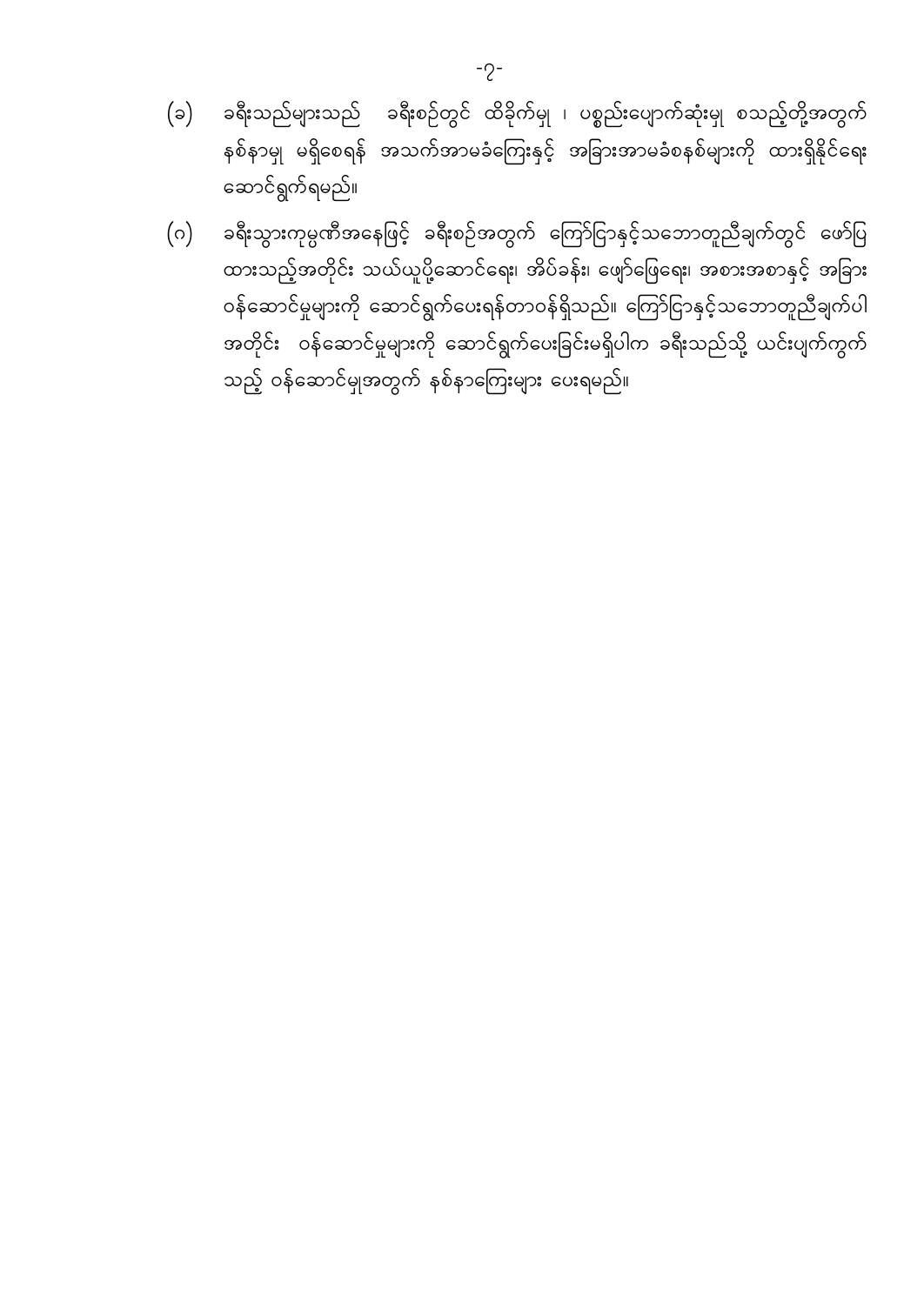(ခ) ခရီးသည်များသည် ခရီးစဉ်တွင် ထိခိုက်မှု ၊ ပစ္စည်းပျောက်ဆုံးမှု စသည့်တို့အတွက် နစ်နာမှု မရှိစေရန် အသက်အာမခံကြေးနှင့် အခြားအာမခံစနစ်များကို ထားရှိနိုင်ရေး ဆောင်ရွက်ရမည်။

(ဂ) ခရီးသွားကုမ္ပဏီအနေဖြင့် ခရီးစဉ်အတွက် ကြော်ငြာနှင့်သဘောတူညီချက်တွင် ဖော်ပြထားသည့်အတိုင်း သယ်ယူပို့ဆောင်ရေး၊ အိပ်ခန်း၊ ဖျော်ဖြေရေး၊ အစားအစာနှင့် အခြား ဝန်ဆောင်မှုများကို ဆောင်ရွက်ပေးရန်တာဝန်ရှိသည်။ ကြော်ငြာနှင့်သဘောတူညီချက်ပါ အတိုင်း ဝန်ဆောင်မှုများကို ဆောင်ရွက်ပေးခြင်းမရှိပါက ခရီးသည်သို့ ယင်းပျက်ကွက်သည့် ဝန်ဆောင်မှုအတွက် နစ်နာကြေးများ ပေးရမည်။